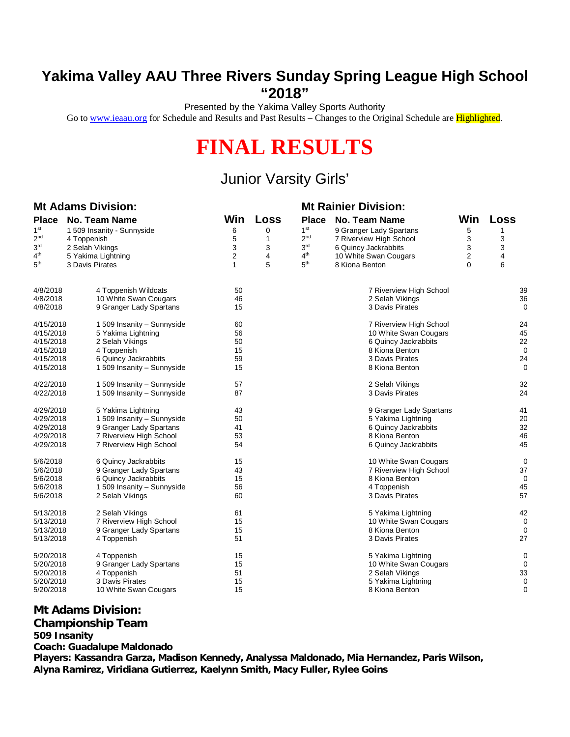# Yakima Valley AAU Three Rivers Sunday Spring League High School "2018"

Presented by the Yakima Valley Sports Authority

Go to www.ieaau.org for Schedule and Results and Past Results – Changes to the Original Schedule are Highlighted.

# FINAL RESULTS

## Junior Varsity Girls'

### Mt Adams Division:

| Place | No. Team Name | Win | Loss |
|---|---|---|---|
| 1st | 1 509 Insanity - Sunnyside | 6 | 0 |
| 2nd | 4 Toppenish | 5 | 1 |
| 3rd | 2 Selah Vikings | 3 | 3 |
| 4th | 5 Yakima Lightning | 2 | 4 |
| 5th | 3 Davis Pirates | 1 | 5 |

### Mt Rainier Division:

| Place | No. Team Name | Win | Loss |
|---|---|---|---|
| 1st | 9 Granger Lady Spartans | 5 | 1 |
| 2nd | 7 Riverview High School | 3 | 3 |
| 3rd | 6 Quincy Jackrabbits | 3 | 3 |
| 4th | 10 White Swan Cougars | 2 | 4 |
| 5th | 8 Kiona Benton | 0 | 6 |

| Date | Team | Score | Team | Score |
|---|---|---|---|---|
| 4/8/2018 | 4 Toppenish Wildcats | 50 | 7 Riverview High School | 39 |
| 4/8/2018 | 10 White Swan Cougars | 46 | 2 Selah Vikings | 36 |
| 4/8/2018 | 9 Granger Lady Spartans | 15 | 3 Davis Pirates | 0 |
| 4/15/2018 | 1 509 Insanity – Sunnyside | 60 | 7 Riverview High School | 24 |
| 4/15/2018 | 5 Yakima Lightning | 56 | 10 White Swan Cougars | 45 |
| 4/15/2018 | 2 Selah Vikings | 50 | 6 Quincy Jackrabbits | 22 |
| 4/15/2018 | 4 Toppenish | 15 | 8 Kiona Benton | 0 |
| 4/15/2018 | 6 Quincy Jackrabbits | 59 | 3 Davis Pirates | 24 |
| 4/15/2018 | 1 509 Insanity – Sunnyside | 15 | 8 Kiona Benton | 0 |
| 4/22/2018 | 1 509 Insanity – Sunnyside | 57 | 2 Selah Vikings | 32 |
| 4/22/2018 | 1 509 Insanity – Sunnyside | 87 | 3 Davis Pirates | 24 |
| 4/29/2018 | 5 Yakima Lightning | 43 | 9 Granger Lady Spartans | 41 |
| 4/29/2018 | 1 509 Insanity – Sunnyside | 50 | 5 Yakima Lightning | 20 |
| 4/29/2018 | 9 Granger Lady Spartans | 41 | 6 Quincy Jackrabbits | 32 |
| 4/29/2018 | 7 Riverview High School | 53 | 8 Kiona Benton | 46 |
| 4/29/2018 | 7 Riverview High School | 54 | 6 Quincy Jackrabbits | 45 |
| 5/6/2018 | 6 Quincy Jackrabbits | 15 | 10 White Swan Cougars | 0 |
| 5/6/2018 | 9 Granger Lady Spartans | 43 | 7 Riverview High School | 37 |
| 5/6/2018 | 6 Quincy Jackrabbits | 15 | 8 Kiona Benton | 0 |
| 5/6/2018 | 1 509 Insanity – Sunnyside | 56 | 4 Toppenish | 45 |
| 5/6/2018 | 2 Selah Vikings | 60 | 3 Davis Pirates | 57 |
| 5/13/2018 | 2 Selah Vikings | 61 | 5 Yakima Lightning | 42 |
| 5/13/2018 | 7 Riverview High School | 15 | 10 White Swan Cougars | 0 |
| 5/13/2018 | 9 Granger Lady Spartans | 15 | 8 Kiona Benton | 0 |
| 5/13/2018 | 4 Toppenish | 51 | 3 Davis Pirates | 27 |
| 5/20/2018 | 4 Toppenish | 15 | 5 Yakima Lightning | 0 |
| 5/20/2018 | 9 Granger Lady Spartans | 15 | 10 White Swan Cougars | 0 |
| 5/20/2018 | 4 Toppenish | 51 | 2 Selah Vikings | 33 |
| 5/20/2018 | 3 Davis Pirates | 15 | 5 Yakima Lightning | 0 |
| 5/20/2018 | 10 White Swan Cougars | 15 | 8 Kiona Benton | 0 |

**Mt Adams Division:**
**Championship Team**
**509 Insanity**
**Coach: Guadalupe Maldonado**
**Players: Kassandra Garza, Madison Kennedy, Analyssa Maldonado, Mia Hernandez, Paris Wilson, Alyna Ramirez, Viridiana Gutierrez, Kaelynn Smith, Macy Fuller, Rylee Goins**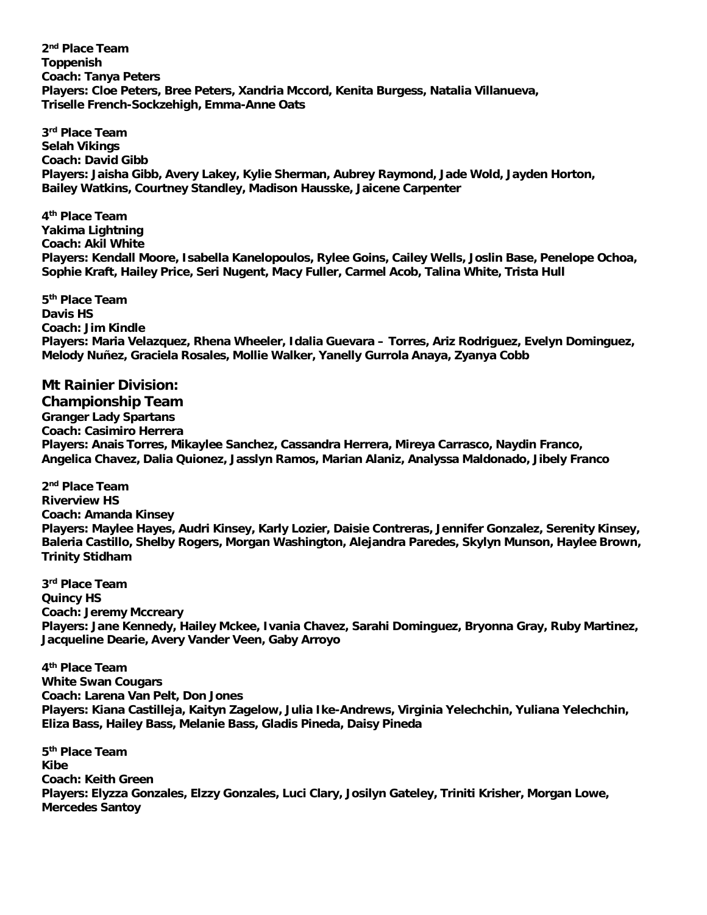**2nd Place Team**
**Toppenish**
**Coach: Tanya Peters**
**Players: Cloe Peters, Bree Peters, Xandria Mccord, Kenita Burgess, Natalia Villanueva, Triselle French-Sockzehigh, Emma-Anne Oats**

**3rd Place Team**
**Selah Vikings**
**Coach: David Gibb**
**Players: Jaisha Gibb, Avery Lakey, Kylie Sherman, Aubrey Raymond, Jade Wold, Jayden Horton, Bailey Watkins, Courtney Standley, Madison Hausske, Jaicene Carpenter**

**4th Place Team**
**Yakima Lightning**
**Coach: Akil White**
**Players: Kendall Moore, Isabella Kanelopoulos, Rylee Goins, Cailey Wells, Joslin Base, Penelope Ochoa, Sophie Kraft, Hailey Price, Seri Nugent, Macy Fuller, Carmel Acob, Talina White, Trista Hull**

**5th Place Team**
**Davis HS**
**Coach: Jim Kindle**
**Players: Maria Velazquez, Rhena Wheeler, Idalia Guevara – Torres, Ariz Rodriguez, Evelyn Dominguez, Melody Nuñez, Graciela Rosales, Mollie Walker, Yanelly Gurrola Anaya, Zyanya Cobb**

## Mt Rainier Division:

### Championship Team

**Granger Lady Spartans**
**Coach: Casimiro Herrera**
**Players: Anais Torres, Mikaylee Sanchez, Cassandra Herrera, Mireya Carrasco, Naydin Franco, Angelica Chavez, Dalia Quionez, Jasslyn Ramos, Marian Alaniz, Analyssa Maldonado, Jibely Franco**

**2nd Place Team**
**Riverview HS**
**Coach: Amanda Kinsey**
**Players: Maylee Hayes, Audri Kinsey, Karly Lozier, Daisie Contreras, Jennifer Gonzalez, Serenity Kinsey, Baleria Castillo, Shelby Rogers, Morgan Washington, Alejandra Paredes, Skylyn Munson, Haylee Brown, Trinity Stidham**

**3rd Place Team**
**Quincy HS**
**Coach: Jeremy Mccreary**
**Players: Jane Kennedy, Hailey Mckee, Ivania Chavez, Sarahi Dominguez, Bryonna Gray, Ruby Martinez, Jacqueline Dearie, Avery Vander Veen, Gaby Arroyo**

**4th Place Team**
**White Swan Cougars**
**Coach: Larena Van Pelt, Don Jones**
**Players: Kiana Castilleja, Kaityn Zagelow, Julia Ike-Andrews, Virginia Yelechchin, Yuliana Yelechchin, Eliza Bass, Hailey Bass, Melanie Bass, Gladis Pineda, Daisy Pineda**

**5th Place Team**
**Kibe**
**Coach: Keith Green**
**Players: Elyzza Gonzales, Elzzy Gonzales, Luci Clary, Josilyn Gateley, Triniti Krisher, Morgan Lowe, Mercedes Santoy**